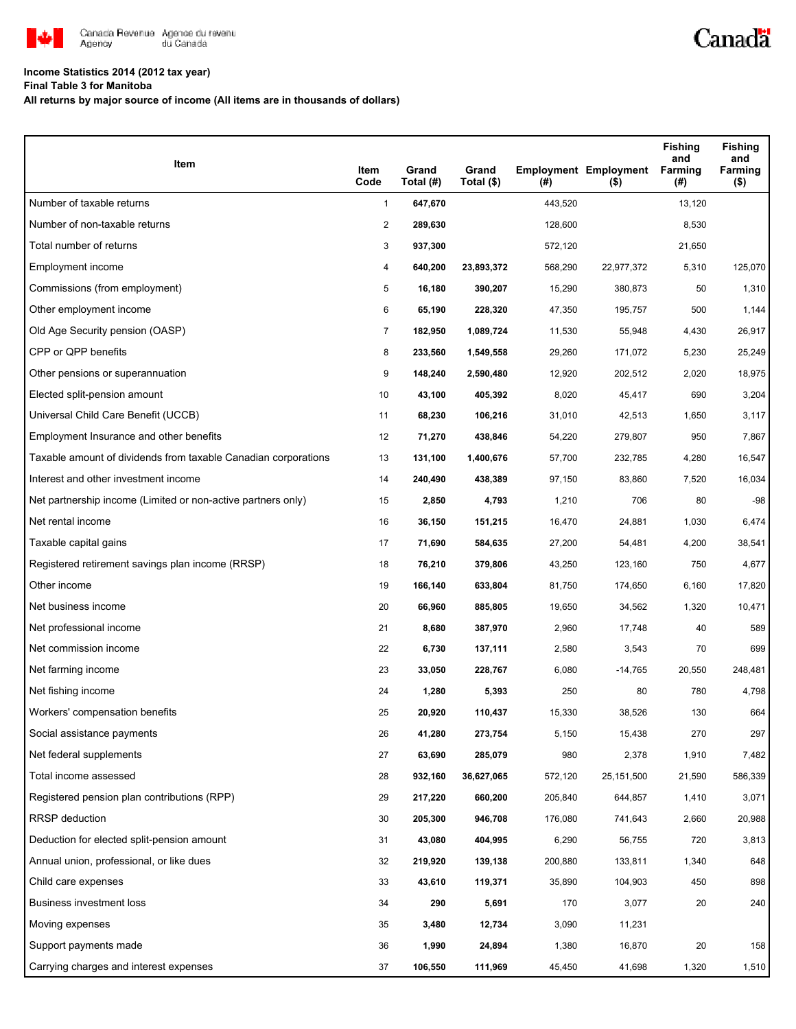Canada Revenue Agency / Agence du revenu du Canada

Canada

**Income Statistics 2014 (2012 tax year)**

**Final Table 3 for Manitoba**

**All returns by major source of income (All items are in thousands of dollars)**

| Item | Item Code | Grand Total (#) | Grand Total ($) | Employment (#) | Employment ($) | Fishing and Farming (#) | Fishing and Farming ($) |
|---|---|---|---|---|---|---|---|
| Number of taxable returns | 1 | **647,670** | | 443,520 | | 13,120 | |
| Number of non-taxable returns | 2 | **289,630** | | 128,600 | | 8,530 | |
| Total number of returns | 3 | **937,300** | | 572,120 | | 21,650 | |
| Employment income | 4 | **640,200** | **23,893,372** | 568,290 | 22,977,372 | 5,310 | 125,070 |
| Commissions (from employment) | 5 | **16,180** | **390,207** | 15,290 | 380,873 | 50 | 1,310 |
| Other employment income | 6 | **65,190** | **228,320** | 47,350 | 195,757 | 500 | 1,144 |
| Old Age Security pension (OASP) | 7 | **182,950** | **1,089,724** | 11,530 | 55,948 | 4,430 | 26,917 |
| CPP or QPP benefits | 8 | **233,560** | **1,549,558** | 29,260 | 171,072 | 5,230 | 25,249 |
| Other pensions or superannuation | 9 | **148,240** | **2,590,480** | 12,920 | 202,512 | 2,020 | 18,975 |
| Elected split-pension amount | 10 | **43,100** | **405,392** | 8,020 | 45,417 | 690 | 3,204 |
| Universal Child Care Benefit (UCCB) | 11 | **68,230** | **106,216** | 31,010 | 42,513 | 1,650 | 3,117 |
| Employment Insurance and other benefits | 12 | **71,270** | **438,846** | 54,220 | 279,807 | 950 | 7,867 |
| Taxable amount of dividends from taxable Canadian corporations | 13 | **131,100** | **1,400,676** | 57,700 | 232,785 | 4,280 | 16,547 |
| Interest and other investment income | 14 | **240,490** | **438,389** | 97,150 | 83,860 | 7,520 | 16,034 |
| Net partnership income (Limited or non-active partners only) | 15 | **2,850** | **4,793** | 1,210 | 706 | 80 | -98 |
| Net rental income | 16 | **36,150** | **151,215** | 16,470 | 24,881 | 1,030 | 6,474 |
| Taxable capital gains | 17 | **71,690** | **584,635** | 27,200 | 54,481 | 4,200 | 38,541 |
| Registered retirement savings plan income (RRSP) | 18 | **76,210** | **379,806** | 43,250 | 123,160 | 750 | 4,677 |
| Other income | 19 | **166,140** | **633,804** | 81,750 | 174,650 | 6,160 | 17,820 |
| Net business income | 20 | **66,960** | **885,805** | 19,650 | 34,562 | 1,320 | 10,471 |
| Net professional income | 21 | **8,680** | **387,970** | 2,960 | 17,748 | 40 | 589 |
| Net commission income | 22 | **6,730** | **137,111** | 2,580 | 3,543 | 70 | 699 |
| Net farming income | 23 | **33,050** | **228,767** | 6,080 | -14,765 | 20,550 | 248,481 |
| Net fishing income | 24 | **1,280** | **5,393** | 250 | 80 | 780 | 4,798 |
| Workers' compensation benefits | 25 | **20,920** | **110,437** | 15,330 | 38,526 | 130 | 664 |
| Social assistance payments | 26 | **41,280** | **273,754** | 5,150 | 15,438 | 270 | 297 |
| Net federal supplements | 27 | **63,690** | **285,079** | 980 | 2,378 | 1,910 | 7,482 |
| Total income assessed | 28 | **932,160** | **36,627,065** | 572,120 | 25,151,500 | 21,590 | 586,339 |
| Registered pension plan contributions (RPP) | 29 | **217,220** | **660,200** | 205,840 | 644,857 | 1,410 | 3,071 |
| RRSP deduction | 30 | **205,300** | **946,708** | 176,080 | 741,643 | 2,660 | 20,988 |
| Deduction for elected split-pension amount | 31 | **43,080** | **404,995** | 6,290 | 56,755 | 720 | 3,813 |
| Annual union, professional, or like dues | 32 | **219,920** | **139,138** | 200,880 | 133,811 | 1,340 | 648 |
| Child care expenses | 33 | **43,610** | **119,371** | 35,890 | 104,903 | 450 | 898 |
| Business investment loss | 34 | **290** | **5,691** | 170 | 3,077 | 20 | 240 |
| Moving expenses | 35 | **3,480** | **12,734** | 3,090 | 11,231 | | |
| Support payments made | 36 | **1,990** | **24,894** | 1,380 | 16,870 | 20 | 158 |
| Carrying charges and interest expenses | 37 | **106,550** | **111,969** | 45,450 | 41,698 | 1,320 | 1,510 |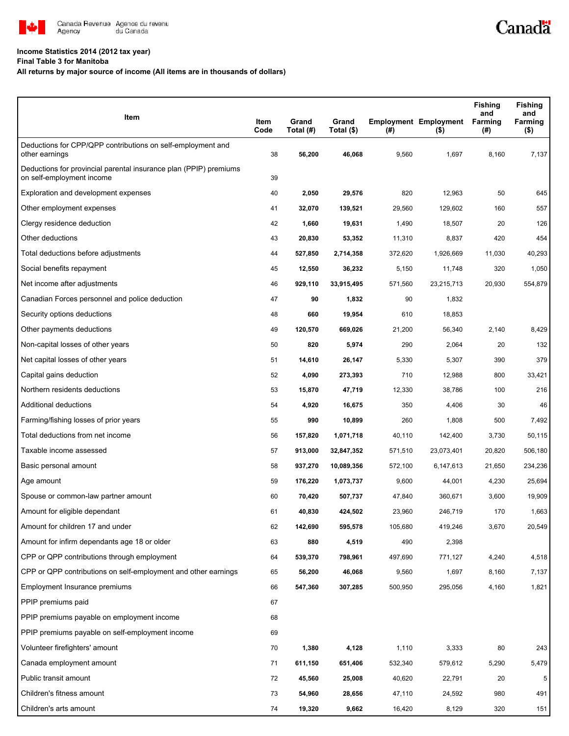Canada Revenue Agency / Agence du revenu du Canada

**Income Statistics 2014 (2012 tax year)**
**Final Table 3 for Manitoba**
**All returns by major source of income (All items are in thousands of dollars)**

| Item | Item Code | Grand Total (#) | Grand Total ($) | Employment (#) | Employment ($) | Fishing and Farming (#) | Fishing and Farming ($) |
|---|---|---|---|---|---|---|---|
| Deductions for CPP/QPP contributions on self-employment and other earnings | 38 | **56,200** | **46,068** | 9,560 | 1,697 | 8,160 | 7,137 |
| Deductions for provincial parental insurance plan (PPIP) premiums on self-employment income | 39 | | | | | | |
| Exploration and development expenses | 40 | **2,050** | **29,576** | 820 | 12,963 | 50 | 645 |
| Other employment expenses | 41 | **32,070** | **139,521** | 29,560 | 129,602 | 160 | 557 |
| Clergy residence deduction | 42 | **1,660** | **19,631** | 1,490 | 18,507 | 20 | 126 |
| Other deductions | 43 | **20,830** | **53,352** | 11,310 | 8,837 | 420 | 454 |
| Total deductions before adjustments | 44 | **527,850** | **2,714,358** | 372,620 | 1,926,669 | 11,030 | 40,293 |
| Social benefits repayment | 45 | **12,550** | **36,232** | 5,150 | 11,748 | 320 | 1,050 |
| Net income after adjustments | 46 | **929,110** | **33,915,495** | 571,560 | 23,215,713 | 20,930 | 554,879 |
| Canadian Forces personnel and police deduction | 47 | **90** | **1,832** | 90 | 1,832 | | |
| Security options deductions | 48 | **660** | **19,954** | 610 | 18,853 | | |
| Other payments deductions | 49 | **120,570** | **669,026** | 21,200 | 56,340 | 2,140 | 8,429 |
| Non-capital losses of other years | 50 | **820** | **5,974** | 290 | 2,064 | 20 | 132 |
| Net capital losses of other years | 51 | **14,610** | **26,147** | 5,330 | 5,307 | 390 | 379 |
| Capital gains deduction | 52 | **4,090** | **273,393** | 710 | 12,988 | 800 | 33,421 |
| Northern residents deductions | 53 | **15,870** | **47,719** | 12,330 | 38,786 | 100 | 216 |
| Additional deductions | 54 | **4,920** | **16,675** | 350 | 4,406 | 30 | 46 |
| Farming/fishing losses of prior years | 55 | **990** | **10,899** | 260 | 1,808 | 500 | 7,492 |
| Total deductions from net income | 56 | **157,820** | **1,071,718** | 40,110 | 142,400 | 3,730 | 50,115 |
| Taxable income assessed | 57 | **913,000** | **32,847,352** | 571,510 | 23,073,401 | 20,820 | 506,180 |
| Basic personal amount | 58 | **937,270** | **10,089,356** | 572,100 | 6,147,613 | 21,650 | 234,236 |
| Age amount | 59 | **176,220** | **1,073,737** | 9,600 | 44,001 | 4,230 | 25,694 |
| Spouse or common-law partner amount | 60 | **70,420** | **507,737** | 47,840 | 360,671 | 3,600 | 19,909 |
| Amount for eligible dependant | 61 | **40,830** | **424,502** | 23,960 | 246,719 | 170 | 1,663 |
| Amount for children 17 and under | 62 | **142,690** | **595,578** | 105,680 | 419,246 | 3,670 | 20,549 |
| Amount for infirm dependants age 18 or older | 63 | **880** | **4,519** | 490 | 2,398 | | |
| CPP or QPP contributions through employment | 64 | **539,370** | **798,961** | 497,690 | 771,127 | 4,240 | 4,518 |
| CPP or QPP contributions on self-employment and other earnings | 65 | **56,200** | **46,068** | 9,560 | 1,697 | 8,160 | 7,137 |
| Employment Insurance premiums | 66 | **547,360** | **307,285** | 500,950 | 295,056 | 4,160 | 1,821 |
| PPIP premiums paid | 67 | | | | | | |
| PPIP premiums payable on employment income | 68 | | | | | | |
| PPIP premiums payable on self-employment income | 69 | | | | | | |
| Volunteer firefighters' amount | 70 | **1,380** | **4,128** | 1,110 | 3,333 | 80 | 243 |
| Canada employment amount | 71 | **611,150** | **651,406** | 532,340 | 579,612 | 5,290 | 5,479 |
| Public transit amount | 72 | **45,560** | **25,008** | 40,620 | 22,791 | 20 | 5 |
| Children's fitness amount | 73 | **54,960** | **28,656** | 47,110 | 24,592 | 980 | 491 |
| Children's arts amount | 74 | **19,320** | **9,662** | 16,420 | 8,129 | 320 | 151 |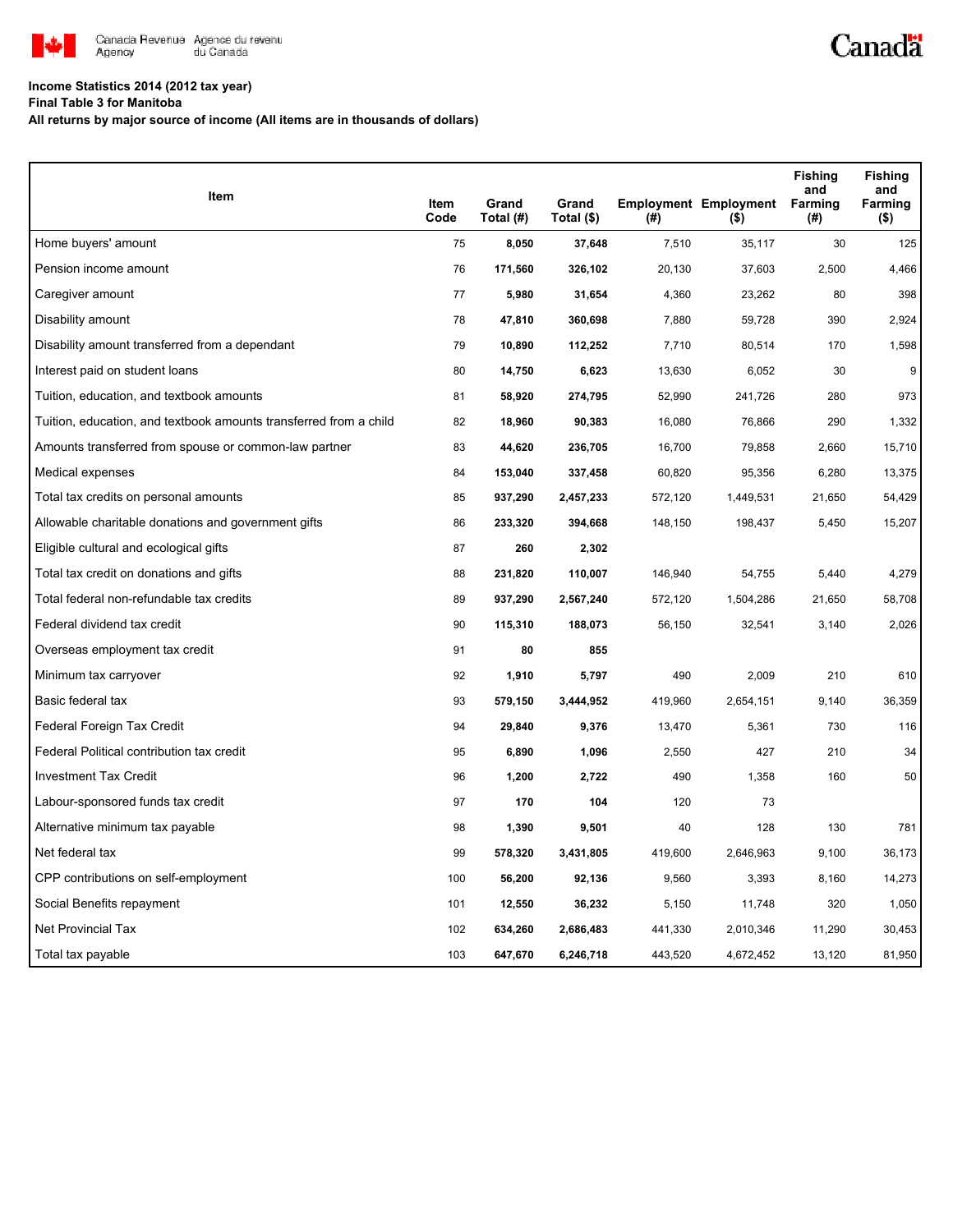**Income Statistics 2014 (2012 tax year)**

**Final Table 3 for Manitoba**

**All returns by major source of income (All items are in thousands of dollars)**

| Item | Item Code | Grand Total (#) | Grand Total ($) | Employment (#) | Employment ($) | Fishing and Farming (#) | Fishing and Farming ($) |
|---|---|---|---|---|---|---|---|
| Home buyers' amount | 75 | 8,050 | 37,648 | 7,510 | 35,117 | 30 | 125 |
| Pension income amount | 76 | 171,560 | 326,102 | 20,130 | 37,603 | 2,500 | 4,466 |
| Caregiver amount | 77 | 5,980 | 31,654 | 4,360 | 23,262 | 80 | 398 |
| Disability amount | 78 | 47,810 | 360,698 | 7,880 | 59,728 | 390 | 2,924 |
| Disability amount transferred from a dependant | 79 | 10,890 | 112,252 | 7,710 | 80,514 | 170 | 1,598 |
| Interest paid on student loans | 80 | 14,750 | 6,623 | 13,630 | 6,052 | 30 | 9 |
| Tuition, education, and textbook amounts | 81 | 58,920 | 274,795 | 52,990 | 241,726 | 280 | 973 |
| Tuition, education, and textbook amounts transferred from a child | 82 | 18,960 | 90,383 | 16,080 | 76,866 | 290 | 1,332 |
| Amounts transferred from spouse or common-law partner | 83 | 44,620 | 236,705 | 16,700 | 79,858 | 2,660 | 15,710 |
| Medical expenses | 84 | 153,040 | 337,458 | 60,820 | 95,356 | 6,280 | 13,375 |
| Total tax credits on personal amounts | 85 | 937,290 | 2,457,233 | 572,120 | 1,449,531 | 21,650 | 54,429 |
| Allowable charitable donations and government gifts | 86 | 233,320 | 394,668 | 148,150 | 198,437 | 5,450 | 15,207 |
| Eligible cultural and ecological gifts | 87 | 260 | 2,302 | | | | |
| Total tax credit on donations and gifts | 88 | 231,820 | 110,007 | 146,940 | 54,755 | 5,440 | 4,279 |
| Total federal non-refundable tax credits | 89 | 937,290 | 2,567,240 | 572,120 | 1,504,286 | 21,650 | 58,708 |
| Federal dividend tax credit | 90 | 115,310 | 188,073 | 56,150 | 32,541 | 3,140 | 2,026 |
| Overseas employment tax credit | 91 | 80 | 855 | | | | |
| Minimum tax carryover | 92 | 1,910 | 5,797 | 490 | 2,009 | 210 | 610 |
| Basic federal tax | 93 | 579,150 | 3,444,952 | 419,960 | 2,654,151 | 9,140 | 36,359 |
| Federal Foreign Tax Credit | 94 | 29,840 | 9,376 | 13,470 | 5,361 | 730 | 116 |
| Federal Political contribution tax credit | 95 | 6,890 | 1,096 | 2,550 | 427 | 210 | 34 |
| Investment Tax Credit | 96 | 1,200 | 2,722 | 490 | 1,358 | 160 | 50 |
| Labour-sponsored funds tax credit | 97 | 170 | 104 | 120 | 73 | | |
| Alternative minimum tax payable | 98 | 1,390 | 9,501 | 40 | 128 | 130 | 781 |
| Net federal tax | 99 | 578,320 | 3,431,805 | 419,600 | 2,646,963 | 9,100 | 36,173 |
| CPP contributions on self-employment | 100 | 56,200 | 92,136 | 9,560 | 3,393 | 8,160 | 14,273 |
| Social Benefits repayment | 101 | 12,550 | 36,232 | 5,150 | 11,748 | 320 | 1,050 |
| Net Provincial Tax | 102 | 634,260 | 2,686,483 | 441,330 | 2,010,346 | 11,290 | 30,453 |
| Total tax payable | 103 | 647,670 | 6,246,718 | 443,520 | 4,672,452 | 13,120 | 81,950 |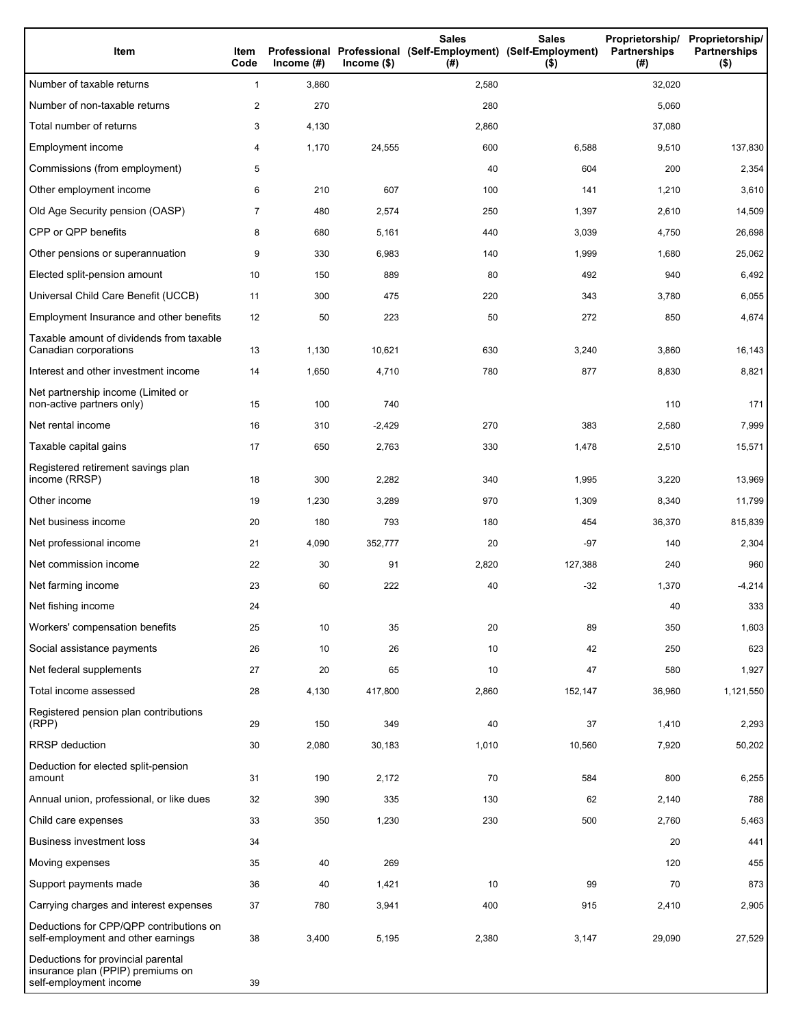| Item | Item Code | Professional Income (#) | Professional Income ($) | Sales (Self-Employment) (#) | Sales (Self-Employment) ($) | Proprietorship/ Partnerships (#) | Proprietorship/ Partnerships ($) |
|---|---|---|---|---|---|---|---|
| Number of taxable returns | 1 | 3,860 | | 2,580 | | 32,020 | |
| Number of non-taxable returns | 2 | 270 | | 280 | | 5,060 | |
| Total number of returns | 3 | 4,130 | | 2,860 | | 37,080 | |
| Employment income | 4 | 1,170 | 24,555 | 600 | 6,588 | 9,510 | 137,830 |
| Commissions (from employment) | 5 | | | 40 | 604 | 200 | 2,354 |
| Other employment income | 6 | 210 | 607 | 100 | 141 | 1,210 | 3,610 |
| Old Age Security pension (OASP) | 7 | 480 | 2,574 | 250 | 1,397 | 2,610 | 14,509 |
| CPP or QPP benefits | 8 | 680 | 5,161 | 440 | 3,039 | 4,750 | 26,698 |
| Other pensions or superannuation | 9 | 330 | 6,983 | 140 | 1,999 | 1,680 | 25,062 |
| Elected split-pension amount | 10 | 150 | 889 | 80 | 492 | 940 | 6,492 |
| Universal Child Care Benefit (UCCB) | 11 | 300 | 475 | 220 | 343 | 3,780 | 6,055 |
| Employment Insurance and other benefits | 12 | 50 | 223 | 50 | 272 | 850 | 4,674 |
| Taxable amount of dividends from taxable Canadian corporations | 13 | 1,130 | 10,621 | 630 | 3,240 | 3,860 | 16,143 |
| Interest and other investment income | 14 | 1,650 | 4,710 | 780 | 877 | 8,830 | 8,821 |
| Net partnership income (Limited or non-active partners only) | 15 | 100 | 740 | | | 110 | 171 |
| Net rental income | 16 | 310 | -2,429 | 270 | 383 | 2,580 | 7,999 |
| Taxable capital gains | 17 | 650 | 2,763 | 330 | 1,478 | 2,510 | 15,571 |
| Registered retirement savings plan income (RRSP) | 18 | 300 | 2,282 | 340 | 1,995 | 3,220 | 13,969 |
| Other income | 19 | 1,230 | 3,289 | 970 | 1,309 | 8,340 | 11,799 |
| Net business income | 20 | 180 | 793 | 180 | 454 | 36,370 | 815,839 |
| Net professional income | 21 | 4,090 | 352,777 | 20 | -97 | 140 | 2,304 |
| Net commission income | 22 | 30 | 91 | 2,820 | 127,388 | 240 | 960 |
| Net farming income | 23 | 60 | 222 | 40 | -32 | 1,370 | -4,214 |
| Net fishing income | 24 | | | | | 40 | 333 |
| Workers' compensation benefits | 25 | 10 | 35 | 20 | 89 | 350 | 1,603 |
| Social assistance payments | 26 | 10 | 26 | 10 | 42 | 250 | 623 |
| Net federal supplements | 27 | 20 | 65 | 10 | 47 | 580 | 1,927 |
| Total income assessed | 28 | 4,130 | 417,800 | 2,860 | 152,147 | 36,960 | 1,121,550 |
| Registered pension plan contributions (RPP) | 29 | 150 | 349 | 40 | 37 | 1,410 | 2,293 |
| RRSP deduction | 30 | 2,080 | 30,183 | 1,010 | 10,560 | 7,920 | 50,202 |
| Deduction for elected split-pension amount | 31 | 190 | 2,172 | 70 | 584 | 800 | 6,255 |
| Annual union, professional, or like dues | 32 | 390 | 335 | 130 | 62 | 2,140 | 788 |
| Child care expenses | 33 | 350 | 1,230 | 230 | 500 | 2,760 | 5,463 |
| Business investment loss | 34 | | | | | 20 | 441 |
| Moving expenses | 35 | 40 | 269 | | | 120 | 455 |
| Support payments made | 36 | 40 | 1,421 | 10 | 99 | 70 | 873 |
| Carrying charges and interest expenses | 37 | 780 | 3,941 | 400 | 915 | 2,410 | 2,905 |
| Deductions for CPP/QPP contributions on self-employment and other earnings | 38 | 3,400 | 5,195 | 2,380 | 3,147 | 29,090 | 27,529 |
| Deductions for provincial parental insurance plan (PPIP) premiums on self-employment income | 39 | | | | | | |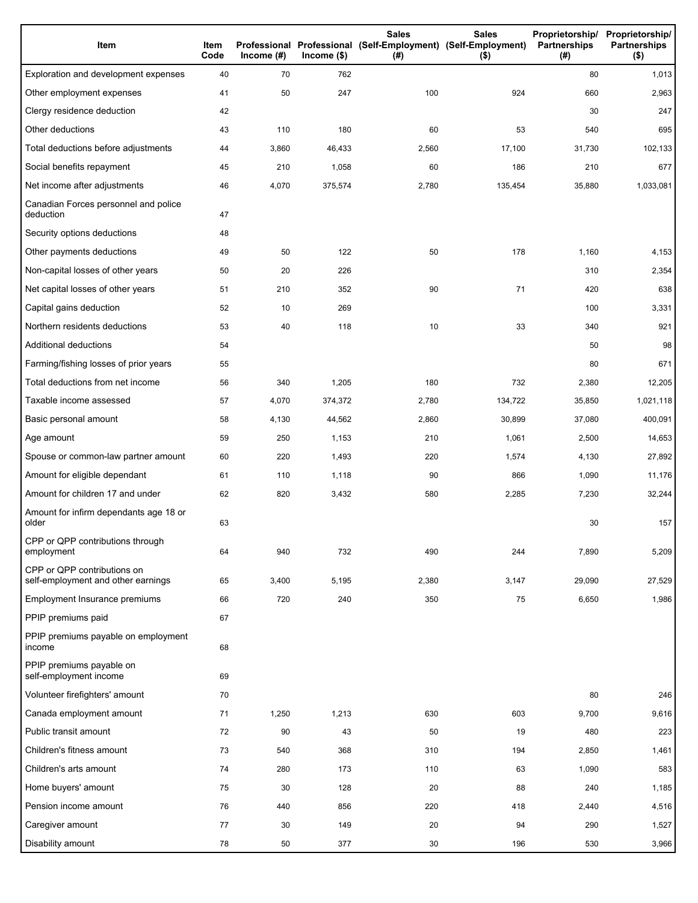| Item | Item Code | Professional Income (#) | Professional Income ($) | Sales (Self-Employment) (#) | Sales (Self-Employment) ($) | Proprietorship/ Partnerships (#) | Proprietorship/ Partnerships ($) |
|---|---|---|---|---|---|---|---|
| Exploration and development expenses | 40 | 70 | 762 | | | 80 | 1,013 |
| Other employment expenses | 41 | 50 | 247 | 100 | 924 | 660 | 2,963 |
| Clergy residence deduction | 42 | | | | | 30 | 247 |
| Other deductions | 43 | 110 | 180 | 60 | 53 | 540 | 695 |
| Total deductions before adjustments | 44 | 3,860 | 46,433 | 2,560 | 17,100 | 31,730 | 102,133 |
| Social benefits repayment | 45 | 210 | 1,058 | 60 | 186 | 210 | 677 |
| Net income after adjustments | 46 | 4,070 | 375,574 | 2,780 | 135,454 | 35,880 | 1,033,081 |
| Canadian Forces personnel and police deduction | 47 | | | | | | |
| Security options deductions | 48 | | | | | | |
| Other payments deductions | 49 | 50 | 122 | 50 | 178 | 1,160 | 4,153 |
| Non-capital losses of other years | 50 | 20 | 226 | | | 310 | 2,354 |
| Net capital losses of other years | 51 | 210 | 352 | 90 | 71 | 420 | 638 |
| Capital gains deduction | 52 | 10 | 269 | | | 100 | 3,331 |
| Northern residents deductions | 53 | 40 | 118 | 10 | 33 | 340 | 921 |
| Additional deductions | 54 | | | | | 50 | 98 |
| Farming/fishing losses of prior years | 55 | | | | | 80 | 671 |
| Total deductions from net income | 56 | 340 | 1,205 | 180 | 732 | 2,380 | 12,205 |
| Taxable income assessed | 57 | 4,070 | 374,372 | 2,780 | 134,722 | 35,850 | 1,021,118 |
| Basic personal amount | 58 | 4,130 | 44,562 | 2,860 | 30,899 | 37,080 | 400,091 |
| Age amount | 59 | 250 | 1,153 | 210 | 1,061 | 2,500 | 14,653 |
| Spouse or common-law partner amount | 60 | 220 | 1,493 | 220 | 1,574 | 4,130 | 27,892 |
| Amount for eligible dependant | 61 | 110 | 1,118 | 90 | 866 | 1,090 | 11,176 |
| Amount for children 17 and under | 62 | 820 | 3,432 | 580 | 2,285 | 7,230 | 32,244 |
| Amount for infirm dependants age 18 or older | 63 | | | | | 30 | 157 |
| CPP or QPP contributions through employment | 64 | 940 | 732 | 490 | 244 | 7,890 | 5,209 |
| CPP or QPP contributions on self-employment and other earnings | 65 | 3,400 | 5,195 | 2,380 | 3,147 | 29,090 | 27,529 |
| Employment Insurance premiums | 66 | 720 | 240 | 350 | 75 | 6,650 | 1,986 |
| PPIP premiums paid | 67 | | | | | | |
| PPIP premiums payable on employment income | 68 | | | | | | |
| PPIP premiums payable on self-employment income | 69 | | | | | | |
| Volunteer firefighters' amount | 70 | | | | | 80 | 246 |
| Canada employment amount | 71 | 1,250 | 1,213 | 630 | 603 | 9,700 | 9,616 |
| Public transit amount | 72 | 90 | 43 | 50 | 19 | 480 | 223 |
| Children's fitness amount | 73 | 540 | 368 | 310 | 194 | 2,850 | 1,461 |
| Children's arts amount | 74 | 280 | 173 | 110 | 63 | 1,090 | 583 |
| Home buyers' amount | 75 | 30 | 128 | 20 | 88 | 240 | 1,185 |
| Pension income amount | 76 | 440 | 856 | 220 | 418 | 2,440 | 4,516 |
| Caregiver amount | 77 | 30 | 149 | 20 | 94 | 290 | 1,527 |
| Disability amount | 78 | 50 | 377 | 30 | 196 | 530 | 3,966 |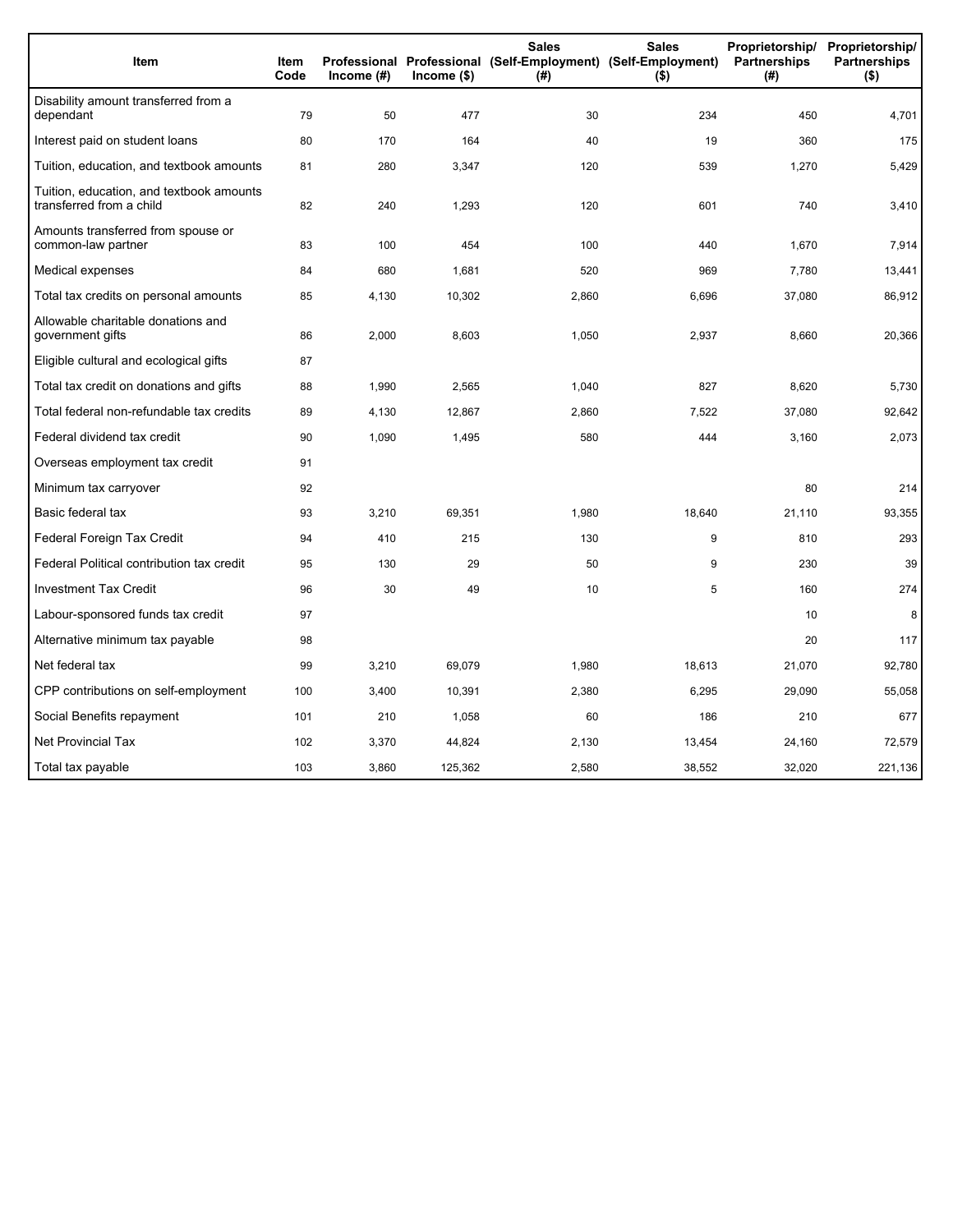| Item | Item Code | Professional Income (#) | Professional Income ($) | Sales (Self-Employment) (#) | Sales (Self-Employment) ($) | Proprietorship/ Partnerships (#) | Proprietorship/ Partnerships ($) |
|---|---|---|---|---|---|---|---|
| Disability amount transferred from a dependant | 79 | 50 | 477 | 30 | 234 | 450 | 4,701 |
| Interest paid on student loans | 80 | 170 | 164 | 40 | 19 | 360 | 175 |
| Tuition, education, and textbook amounts | 81 | 280 | 3,347 | 120 | 539 | 1,270 | 5,429 |
| Tuition, education, and textbook amounts transferred from a child | 82 | 240 | 1,293 | 120 | 601 | 740 | 3,410 |
| Amounts transferred from spouse or common-law partner | 83 | 100 | 454 | 100 | 440 | 1,670 | 7,914 |
| Medical expenses | 84 | 680 | 1,681 | 520 | 969 | 7,780 | 13,441 |
| Total tax credits on personal amounts | 85 | 4,130 | 10,302 | 2,860 | 6,696 | 37,080 | 86,912 |
| Allowable charitable donations and government gifts | 86 | 2,000 | 8,603 | 1,050 | 2,937 | 8,660 | 20,366 |
| Eligible cultural and ecological gifts | 87 | | | | | | |
| Total tax credit on donations and gifts | 88 | 1,990 | 2,565 | 1,040 | 827 | 8,620 | 5,730 |
| Total federal non-refundable tax credits | 89 | 4,130 | 12,867 | 2,860 | 7,522 | 37,080 | 92,642 |
| Federal dividend tax credit | 90 | 1,090 | 1,495 | 580 | 444 | 3,160 | 2,073 |
| Overseas employment tax credit | 91 | | | | | | |
| Minimum tax carryover | 92 | | | | | 80 | 214 |
| Basic federal tax | 93 | 3,210 | 69,351 | 1,980 | 18,640 | 21,110 | 93,355 |
| Federal Foreign Tax Credit | 94 | 410 | 215 | 130 | 9 | 810 | 293 |
| Federal Political contribution tax credit | 95 | 130 | 29 | 50 | 9 | 230 | 39 |
| Investment Tax Credit | 96 | 30 | 49 | 10 | 5 | 160 | 274 |
| Labour-sponsored funds tax credit | 97 | | | | | 10 | 8 |
| Alternative minimum tax payable | 98 | | | | | 20 | 117 |
| Net federal tax | 99 | 3,210 | 69,079 | 1,980 | 18,613 | 21,070 | 92,780 |
| CPP contributions on self-employment | 100 | 3,400 | 10,391 | 2,380 | 6,295 | 29,090 | 55,058 |
| Social Benefits repayment | 101 | 210 | 1,058 | 60 | 186 | 210 | 677 |
| Net Provincial Tax | 102 | 3,370 | 44,824 | 2,130 | 13,454 | 24,160 | 72,579 |
| Total tax payable | 103 | 3,860 | 125,362 | 2,580 | 38,552 | 32,020 | 221,136 |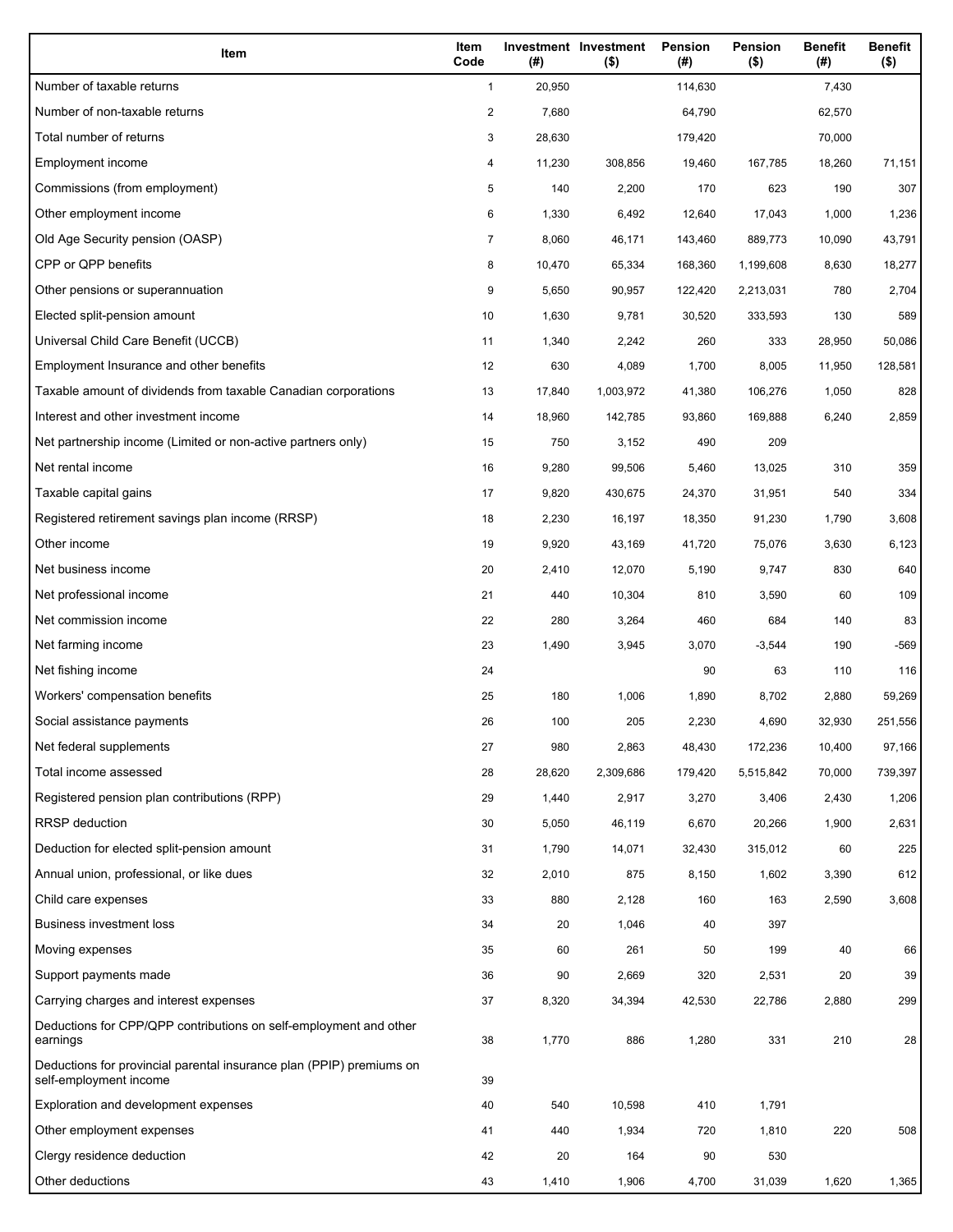| Item | Item Code | Investment (#) | Investment ($) | Pension (#) | Pension ($) | Benefit (#) | Benefit ($) |
|---|---|---|---|---|---|---|---|
| Number of taxable returns | 1 | 20,950 | | 114,630 | | 7,430 | |
| Number of non-taxable returns | 2 | 7,680 | | 64,790 | | 62,570 | |
| Total number of returns | 3 | 28,630 | | 179,420 | | 70,000 | |
| Employment income | 4 | 11,230 | 308,856 | 19,460 | 167,785 | 18,260 | 71,151 |
| Commissions (from employment) | 5 | 140 | 2,200 | 170 | 623 | 190 | 307 |
| Other employment income | 6 | 1,330 | 6,492 | 12,640 | 17,043 | 1,000 | 1,236 |
| Old Age Security pension (OASP) | 7 | 8,060 | 46,171 | 143,460 | 889,773 | 10,090 | 43,791 |
| CPP or QPP benefits | 8 | 10,470 | 65,334 | 168,360 | 1,199,608 | 8,630 | 18,277 |
| Other pensions or superannuation | 9 | 5,650 | 90,957 | 122,420 | 2,213,031 | 780 | 2,704 |
| Elected split-pension amount | 10 | 1,630 | 9,781 | 30,520 | 333,593 | 130 | 589 |
| Universal Child Care Benefit (UCCB) | 11 | 1,340 | 2,242 | 260 | 333 | 28,950 | 50,086 |
| Employment Insurance and other benefits | 12 | 630 | 4,089 | 1,700 | 8,005 | 11,950 | 128,581 |
| Taxable amount of dividends from taxable Canadian corporations | 13 | 17,840 | 1,003,972 | 41,380 | 106,276 | 1,050 | 828 |
| Interest and other investment income | 14 | 18,960 | 142,785 | 93,860 | 169,888 | 6,240 | 2,859 |
| Net partnership income (Limited or non-active partners only) | 15 | 750 | 3,152 | 490 | 209 | | |
| Net rental income | 16 | 9,280 | 99,506 | 5,460 | 13,025 | 310 | 359 |
| Taxable capital gains | 17 | 9,820 | 430,675 | 24,370 | 31,951 | 540 | 334 |
| Registered retirement savings plan income (RRSP) | 18 | 2,230 | 16,197 | 18,350 | 91,230 | 1,790 | 3,608 |
| Other income | 19 | 9,920 | 43,169 | 41,720 | 75,076 | 3,630 | 6,123 |
| Net business income | 20 | 2,410 | 12,070 | 5,190 | 9,747 | 830 | 640 |
| Net professional income | 21 | 440 | 10,304 | 810 | 3,590 | 60 | 109 |
| Net commission income | 22 | 280 | 3,264 | 460 | 684 | 140 | 83 |
| Net farming income | 23 | 1,490 | 3,945 | 3,070 | -3,544 | 190 | -569 |
| Net fishing income | 24 | | | 90 | 63 | 110 | 116 |
| Workers' compensation benefits | 25 | 180 | 1,006 | 1,890 | 8,702 | 2,880 | 59,269 |
| Social assistance payments | 26 | 100 | 205 | 2,230 | 4,690 | 32,930 | 251,556 |
| Net federal supplements | 27 | 980 | 2,863 | 48,430 | 172,236 | 10,400 | 97,166 |
| Total income assessed | 28 | 28,620 | 2,309,686 | 179,420 | 5,515,842 | 70,000 | 739,397 |
| Registered pension plan contributions (RPP) | 29 | 1,440 | 2,917 | 3,270 | 3,406 | 2,430 | 1,206 |
| RRSP deduction | 30 | 5,050 | 46,119 | 6,670 | 20,266 | 1,900 | 2,631 |
| Deduction for elected split-pension amount | 31 | 1,790 | 14,071 | 32,430 | 315,012 | 60 | 225 |
| Annual union, professional, or like dues | 32 | 2,010 | 875 | 8,150 | 1,602 | 3,390 | 612 |
| Child care expenses | 33 | 880 | 2,128 | 160 | 163 | 2,590 | 3,608 |
| Business investment loss | 34 | 20 | 1,046 | 40 | 397 | | |
| Moving expenses | 35 | 60 | 261 | 50 | 199 | 40 | 66 |
| Support payments made | 36 | 90 | 2,669 | 320 | 2,531 | 20 | 39 |
| Carrying charges and interest expenses | 37 | 8,320 | 34,394 | 42,530 | 22,786 | 2,880 | 299 |
| Deductions for CPP/QPP contributions on self-employment and other earnings | 38 | 1,770 | 886 | 1,280 | 331 | 210 | 28 |
| Deductions for provincial parental insurance plan (PPIP) premiums on self-employment income | 39 | | | | | | |
| Exploration and development expenses | 40 | 540 | 10,598 | 410 | 1,791 | | |
| Other employment expenses | 41 | 440 | 1,934 | 720 | 1,810 | 220 | 508 |
| Clergy residence deduction | 42 | 20 | 164 | 90 | 530 | | |
| Other deductions | 43 | 1,410 | 1,906 | 4,700 | 31,039 | 1,620 | 1,365 |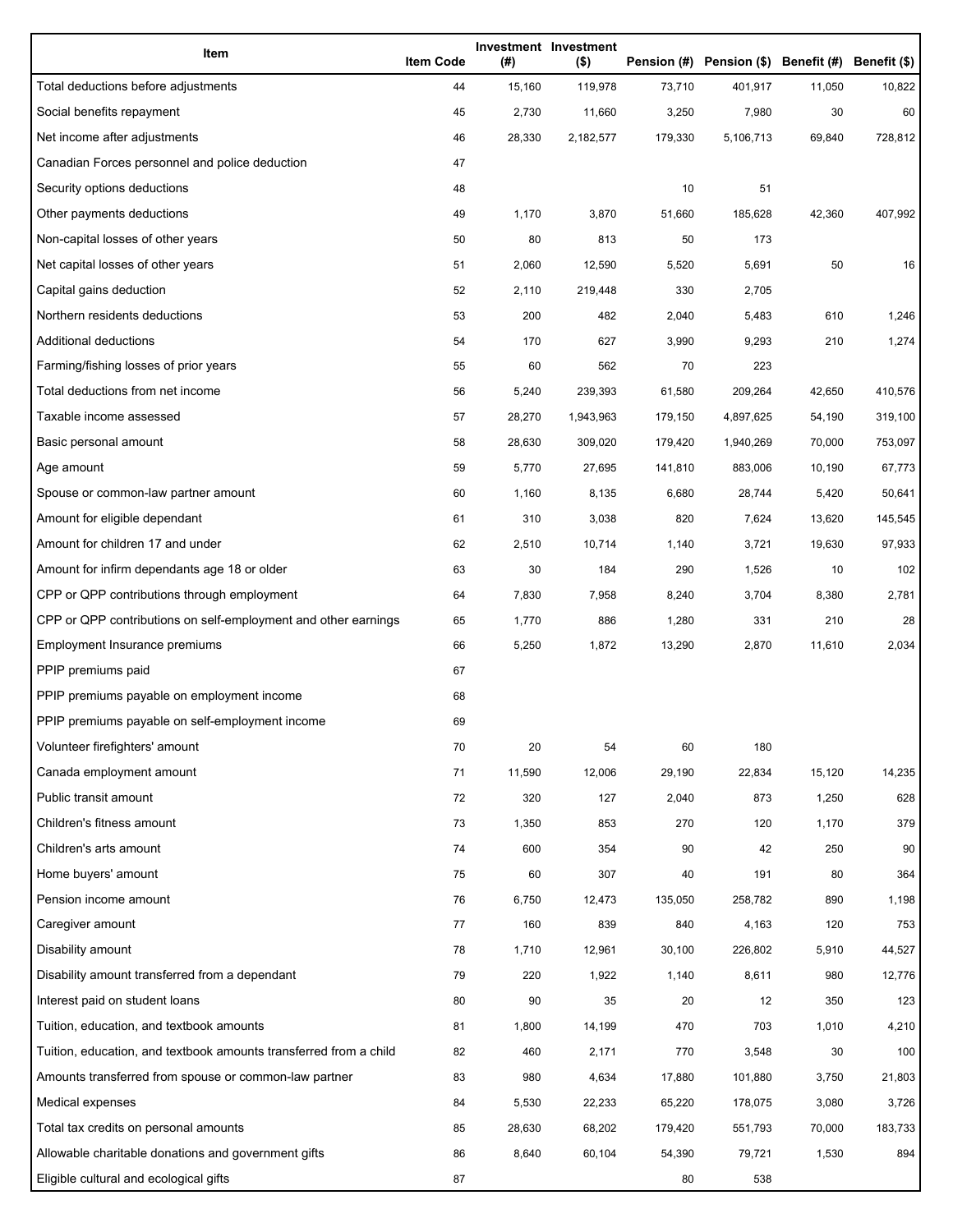| Item | Item Code | Investment (#) | Investment ($) | Pension (#) | Pension ($) | Benefit (#) | Benefit ($) |
|---|---|---|---|---|---|---|---|
| Total deductions before adjustments | 44 | 15,160 | 119,978 | 73,710 | 401,917 | 11,050 | 10,822 |
| Social benefits repayment | 45 | 2,730 | 11,660 | 3,250 | 7,980 | 30 | 60 |
| Net income after adjustments | 46 | 28,330 | 2,182,577 | 179,330 | 5,106,713 | 69,840 | 728,812 |
| Canadian Forces personnel and police deduction | 47 | | | | | | |
| Security options deductions | 48 | | | 10 | 51 | | |
| Other payments deductions | 49 | 1,170 | 3,870 | 51,660 | 185,628 | 42,360 | 407,992 |
| Non-capital losses of other years | 50 | 80 | 813 | 50 | 173 | | |
| Net capital losses of other years | 51 | 2,060 | 12,590 | 5,520 | 5,691 | 50 | 16 |
| Capital gains deduction | 52 | 2,110 | 219,448 | 330 | 2,705 | | |
| Northern residents deductions | 53 | 200 | 482 | 2,040 | 5,483 | 610 | 1,246 |
| Additional deductions | 54 | 170 | 627 | 3,990 | 9,293 | 210 | 1,274 |
| Farming/fishing losses of prior years | 55 | 60 | 562 | 70 | 223 | | |
| Total deductions from net income | 56 | 5,240 | 239,393 | 61,580 | 209,264 | 42,650 | 410,576 |
| Taxable income assessed | 57 | 28,270 | 1,943,963 | 179,150 | 4,897,625 | 54,190 | 319,100 |
| Basic personal amount | 58 | 28,630 | 309,020 | 179,420 | 1,940,269 | 70,000 | 753,097 |
| Age amount | 59 | 5,770 | 27,695 | 141,810 | 883,006 | 10,190 | 67,773 |
| Spouse or common-law partner amount | 60 | 1,160 | 8,135 | 6,680 | 28,744 | 5,420 | 50,641 |
| Amount for eligible dependant | 61 | 310 | 3,038 | 820 | 7,624 | 13,620 | 145,545 |
| Amount for children 17 and under | 62 | 2,510 | 10,714 | 1,140 | 3,721 | 19,630 | 97,933 |
| Amount for infirm dependants age 18 or older | 63 | 30 | 184 | 290 | 1,526 | 10 | 102 |
| CPP or QPP contributions through employment | 64 | 7,830 | 7,958 | 8,240 | 3,704 | 8,380 | 2,781 |
| CPP or QPP contributions on self-employment and other earnings | 65 | 1,770 | 886 | 1,280 | 331 | 210 | 28 |
| Employment Insurance premiums | 66 | 5,250 | 1,872 | 13,290 | 2,870 | 11,610 | 2,034 |
| PPIP premiums paid | 67 | | | | | | |
| PPIP premiums payable on employment income | 68 | | | | | | |
| PPIP premiums payable on self-employment income | 69 | | | | | | |
| Volunteer firefighters' amount | 70 | 20 | 54 | 60 | 180 | | |
| Canada employment amount | 71 | 11,590 | 12,006 | 29,190 | 22,834 | 15,120 | 14,235 |
| Public transit amount | 72 | 320 | 127 | 2,040 | 873 | 1,250 | 628 |
| Children's fitness amount | 73 | 1,350 | 853 | 270 | 120 | 1,170 | 379 |
| Children's arts amount | 74 | 600 | 354 | 90 | 42 | 250 | 90 |
| Home buyers' amount | 75 | 60 | 307 | 40 | 191 | 80 | 364 |
| Pension income amount | 76 | 6,750 | 12,473 | 135,050 | 258,782 | 890 | 1,198 |
| Caregiver amount | 77 | 160 | 839 | 840 | 4,163 | 120 | 753 |
| Disability amount | 78 | 1,710 | 12,961 | 30,100 | 226,802 | 5,910 | 44,527 |
| Disability amount transferred from a dependant | 79 | 220 | 1,922 | 1,140 | 8,611 | 980 | 12,776 |
| Interest paid on student loans | 80 | 90 | 35 | 20 | 12 | 350 | 123 |
| Tuition, education, and textbook amounts | 81 | 1,800 | 14,199 | 470 | 703 | 1,010 | 4,210 |
| Tuition, education, and textbook amounts transferred from a child | 82 | 460 | 2,171 | 770 | 3,548 | 30 | 100 |
| Amounts transferred from spouse or common-law partner | 83 | 980 | 4,634 | 17,880 | 101,880 | 3,750 | 21,803 |
| Medical expenses | 84 | 5,530 | 22,233 | 65,220 | 178,075 | 3,080 | 3,726 |
| Total tax credits on personal amounts | 85 | 28,630 | 68,202 | 179,420 | 551,793 | 70,000 | 183,733 |
| Allowable charitable donations and government gifts | 86 | 8,640 | 60,104 | 54,390 | 79,721 | 1,530 | 894 |
| Eligible cultural and ecological gifts | 87 | | | 80 | 538 | | |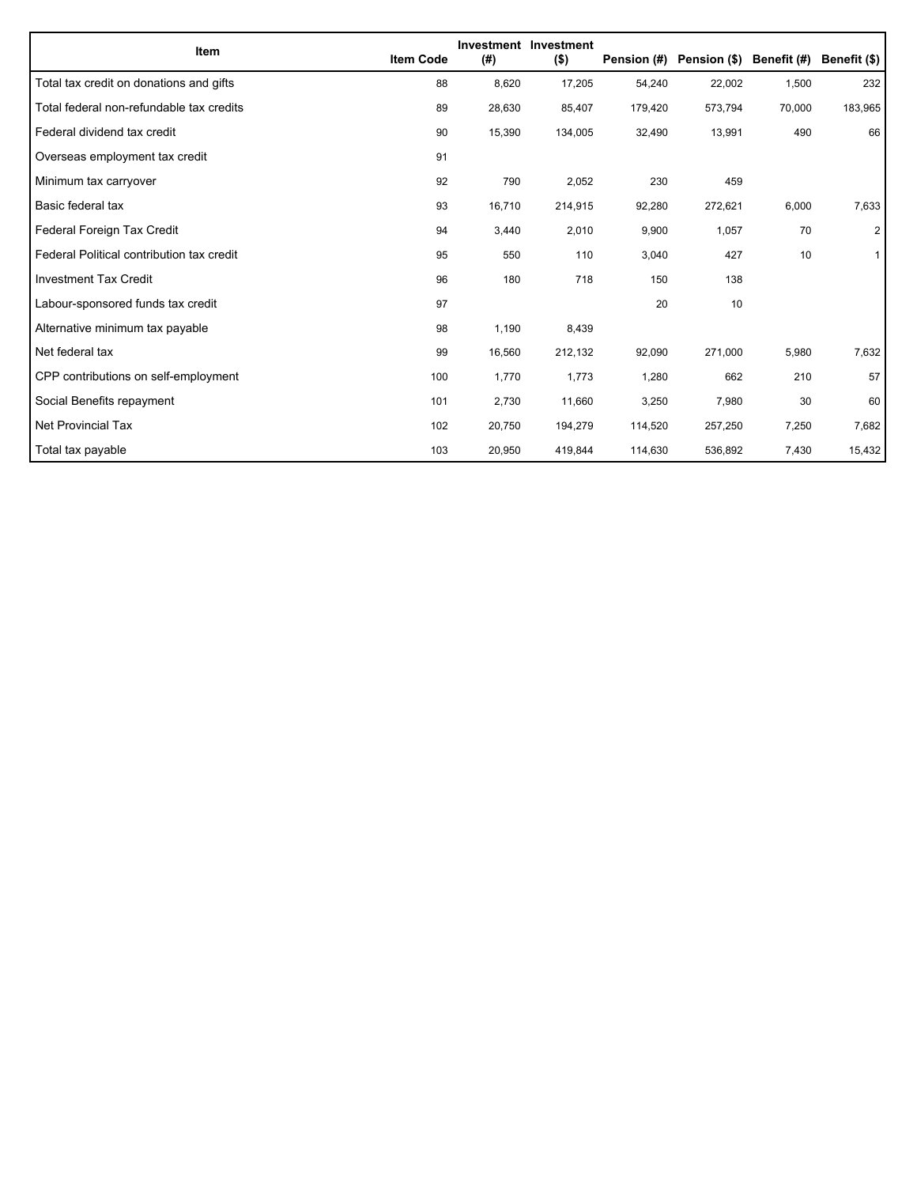| Item | Item Code | Investment (#) | Investment ($) | Pension (#) | Pension ($) | Benefit (#) | Benefit ($) |
|---|---|---|---|---|---|---|---|
| Total tax credit on donations and gifts | 88 | 8,620 | 17,205 | 54,240 | 22,002 | 1,500 | 232 |
| Total federal non-refundable tax credits | 89 | 28,630 | 85,407 | 179,420 | 573,794 | 70,000 | 183,965 |
| Federal dividend tax credit | 90 | 15,390 | 134,005 | 32,490 | 13,991 | 490 | 66 |
| Overseas employment tax credit | 91 | | | | | | |
| Minimum tax carryover | 92 | 790 | 2,052 | 230 | 459 | | |
| Basic federal tax | 93 | 16,710 | 214,915 | 92,280 | 272,621 | 6,000 | 7,633 |
| Federal Foreign Tax Credit | 94 | 3,440 | 2,010 | 9,900 | 1,057 | 70 | 2 |
| Federal Political contribution tax credit | 95 | 550 | 110 | 3,040 | 427 | 10 | 1 |
| Investment Tax Credit | 96 | 180 | 718 | 150 | 138 | | |
| Labour-sponsored funds tax credit | 97 | | | 20 | 10 | | |
| Alternative minimum tax payable | 98 | 1,190 | 8,439 | | | | |
| Net federal tax | 99 | 16,560 | 212,132 | 92,090 | 271,000 | 5,980 | 7,632 |
| CPP contributions on self-employment | 100 | 1,770 | 1,773 | 1,280 | 662 | 210 | 57 |
| Social Benefits repayment | 101 | 2,730 | 11,660 | 3,250 | 7,980 | 30 | 60 |
| Net Provincial Tax | 102 | 20,750 | 194,279 | 114,520 | 257,250 | 7,250 | 7,682 |
| Total tax payable | 103 | 20,950 | 419,844 | 114,630 | 536,892 | 7,430 | 15,432 |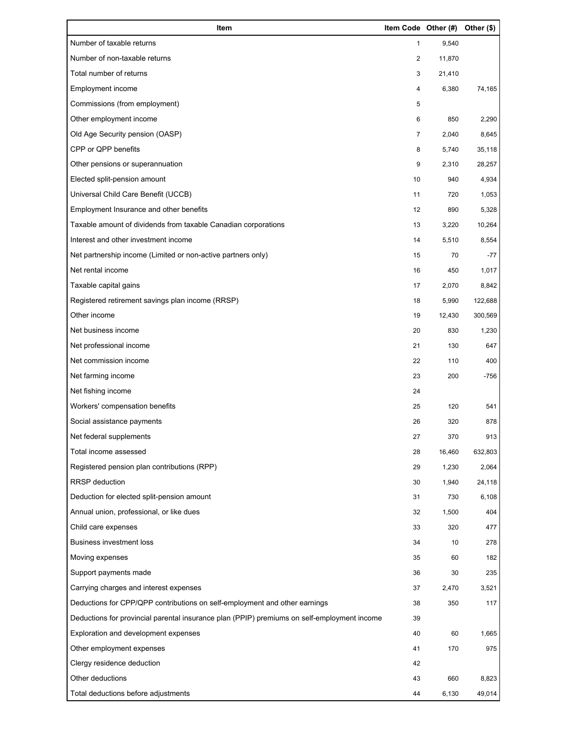| Item | Item Code | Other (#) | Other ($) |
| --- | --- | --- | --- |
| Number of taxable returns | 1 | 9,540 | |
| Number of non-taxable returns | 2 | 11,870 | |
| Total number of returns | 3 | 21,410 | |
| Employment income | 4 | 6,380 | 74,165 |
| Commissions (from employment) | 5 | | |
| Other employment income | 6 | 850 | 2,290 |
| Old Age Security pension (OASP) | 7 | 2,040 | 8,645 |
| CPP or QPP benefits | 8 | 5,740 | 35,118 |
| Other pensions or superannuation | 9 | 2,310 | 28,257 |
| Elected split-pension amount | 10 | 940 | 4,934 |
| Universal Child Care Benefit (UCCB) | 11 | 720 | 1,053 |
| Employment Insurance and other benefits | 12 | 890 | 5,328 |
| Taxable amount of dividends from taxable Canadian corporations | 13 | 3,220 | 10,264 |
| Interest and other investment income | 14 | 5,510 | 8,554 |
| Net partnership income (Limited or non-active partners only) | 15 | 70 | -77 |
| Net rental income | 16 | 450 | 1,017 |
| Taxable capital gains | 17 | 2,070 | 8,842 |
| Registered retirement savings plan income (RRSP) | 18 | 5,990 | 122,688 |
| Other income | 19 | 12,430 | 300,569 |
| Net business income | 20 | 830 | 1,230 |
| Net professional income | 21 | 130 | 647 |
| Net commission income | 22 | 110 | 400 |
| Net farming income | 23 | 200 | -756 |
| Net fishing income | 24 | | |
| Workers' compensation benefits | 25 | 120 | 541 |
| Social assistance payments | 26 | 320 | 878 |
| Net federal supplements | 27 | 370 | 913 |
| Total income assessed | 28 | 16,460 | 632,803 |
| Registered pension plan contributions (RPP) | 29 | 1,230 | 2,064 |
| RRSP deduction | 30 | 1,940 | 24,118 |
| Deduction for elected split-pension amount | 31 | 730 | 6,108 |
| Annual union, professional, or like dues | 32 | 1,500 | 404 |
| Child care expenses | 33 | 320 | 477 |
| Business investment loss | 34 | 10 | 278 |
| Moving expenses | 35 | 60 | 182 |
| Support payments made | 36 | 30 | 235 |
| Carrying charges and interest expenses | 37 | 2,470 | 3,521 |
| Deductions for CPP/QPP contributions on self-employment and other earnings | 38 | 350 | 117 |
| Deductions for provincial parental insurance plan (PPIP) premiums on self-employment income | 39 | | |
| Exploration and development expenses | 40 | 60 | 1,665 |
| Other employment expenses | 41 | 170 | 975 |
| Clergy residence deduction | 42 | | |
| Other deductions | 43 | 660 | 8,823 |
| Total deductions before adjustments | 44 | 6,130 | 49,014 |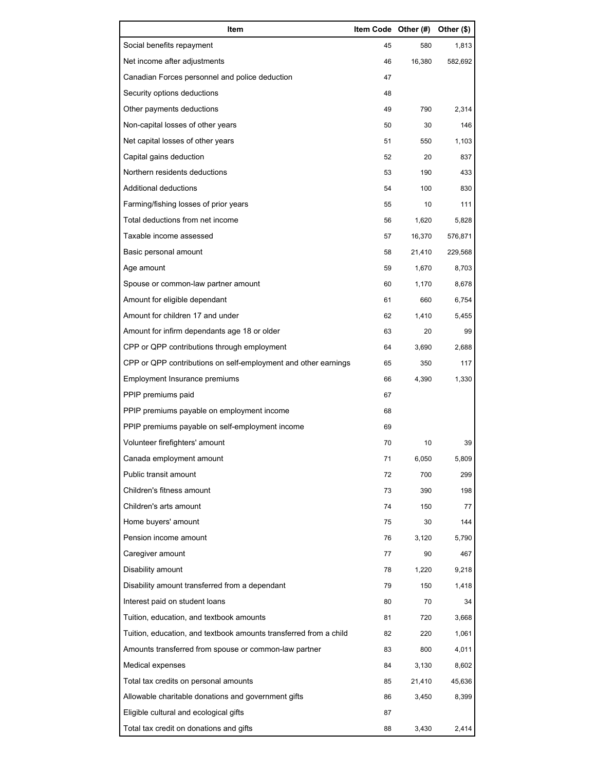| Item | Item Code | Other (#) | Other ($) |
| --- | --- | --- | --- |
| Social benefits repayment | 45 | 580 | 1,813 |
| Net income after adjustments | 46 | 16,380 | 582,692 |
| Canadian Forces personnel and police deduction | 47 | | |
| Security options deductions | 48 | | |
| Other payments deductions | 49 | 790 | 2,314 |
| Non-capital losses of other years | 50 | 30 | 146 |
| Net capital losses of other years | 51 | 550 | 1,103 |
| Capital gains deduction | 52 | 20 | 837 |
| Northern residents deductions | 53 | 190 | 433 |
| Additional deductions | 54 | 100 | 830 |
| Farming/fishing losses of prior years | 55 | 10 | 111 |
| Total deductions from net income | 56 | 1,620 | 5,828 |
| Taxable income assessed | 57 | 16,370 | 576,871 |
| Basic personal amount | 58 | 21,410 | 229,568 |
| Age amount | 59 | 1,670 | 8,703 |
| Spouse or common-law partner amount | 60 | 1,170 | 8,678 |
| Amount for eligible dependant | 61 | 660 | 6,754 |
| Amount for children 17 and under | 62 | 1,410 | 5,455 |
| Amount for infirm dependants age 18 or older | 63 | 20 | 99 |
| CPP or QPP contributions through employment | 64 | 3,690 | 2,688 |
| CPP or QPP contributions on self-employment and other earnings | 65 | 350 | 117 |
| Employment Insurance premiums | 66 | 4,390 | 1,330 |
| PPIP premiums paid | 67 | | |
| PPIP premiums payable on employment income | 68 | | |
| PPIP premiums payable on self-employment income | 69 | | |
| Volunteer firefighters' amount | 70 | 10 | 39 |
| Canada employment amount | 71 | 6,050 | 5,809 |
| Public transit amount | 72 | 700 | 299 |
| Children's fitness amount | 73 | 390 | 198 |
| Children's arts amount | 74 | 150 | 77 |
| Home buyers' amount | 75 | 30 | 144 |
| Pension income amount | 76 | 3,120 | 5,790 |
| Caregiver amount | 77 | 90 | 467 |
| Disability amount | 78 | 1,220 | 9,218 |
| Disability amount transferred from a dependant | 79 | 150 | 1,418 |
| Interest paid on student loans | 80 | 70 | 34 |
| Tuition, education, and textbook amounts | 81 | 720 | 3,668 |
| Tuition, education, and textbook amounts transferred from a child | 82 | 220 | 1,061 |
| Amounts transferred from spouse or common-law partner | 83 | 800 | 4,011 |
| Medical expenses | 84 | 3,130 | 8,602 |
| Total tax credits on personal amounts | 85 | 21,410 | 45,636 |
| Allowable charitable donations and government gifts | 86 | 3,450 | 8,399 |
| Eligible cultural and ecological gifts | 87 | | |
| Total tax credit on donations and gifts | 88 | 3,430 | 2,414 |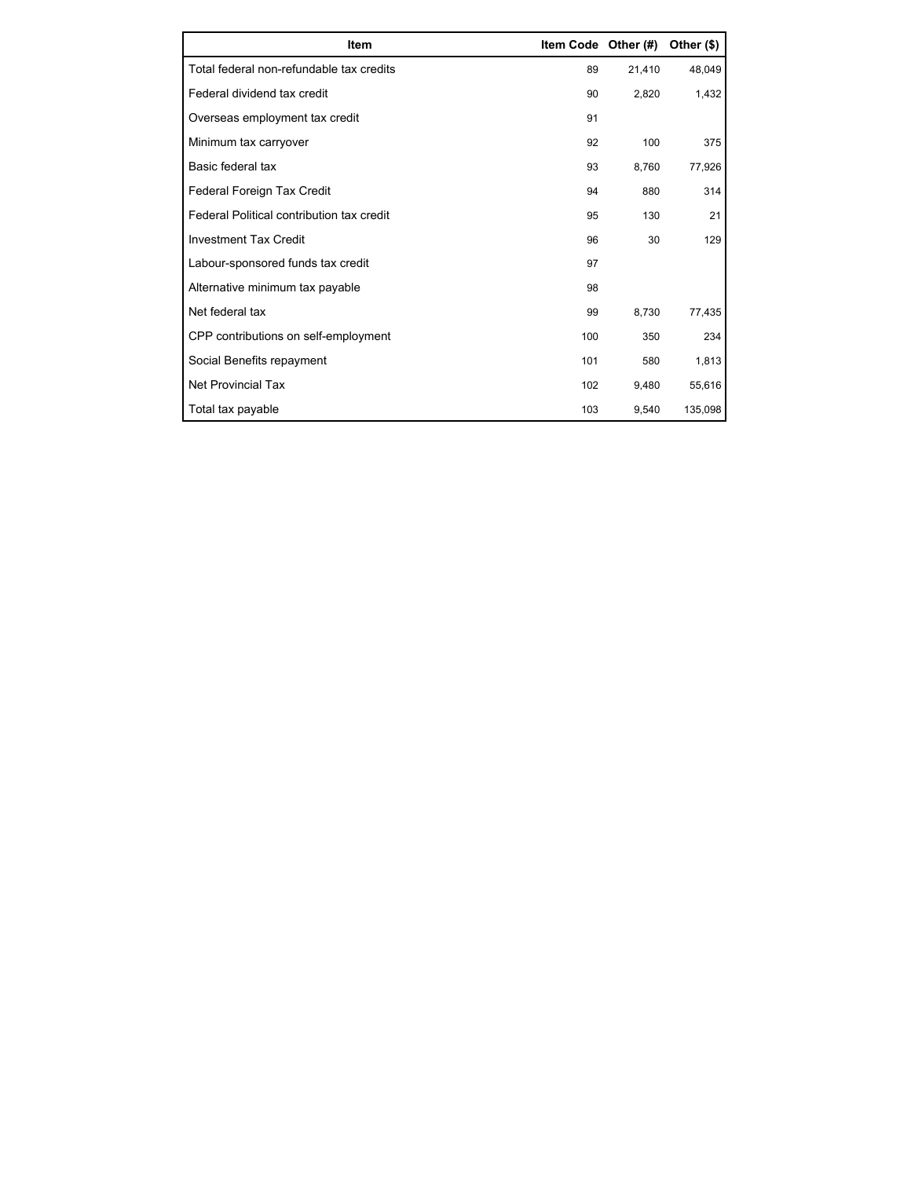| Item | Item Code | Other (#) | Other ($) |
|---|---|---|---|
| Total federal non-refundable tax credits | 89 | 21,410 | 48,049 |
| Federal dividend tax credit | 90 | 2,820 | 1,432 |
| Overseas employment tax credit | 91 | | |
| Minimum tax carryover | 92 | 100 | 375 |
| Basic federal tax | 93 | 8,760 | 77,926 |
| Federal Foreign Tax Credit | 94 | 880 | 314 |
| Federal Political contribution tax credit | 95 | 130 | 21 |
| Investment Tax Credit | 96 | 30 | 129 |
| Labour-sponsored funds tax credit | 97 | | |
| Alternative minimum tax payable | 98 | | |
| Net federal tax | 99 | 8,730 | 77,435 |
| CPP contributions on self-employment | 100 | 350 | 234 |
| Social Benefits repayment | 101 | 580 | 1,813 |
| Net Provincial Tax | 102 | 9,480 | 55,616 |
| Total tax payable | 103 | 9,540 | 135,098 |